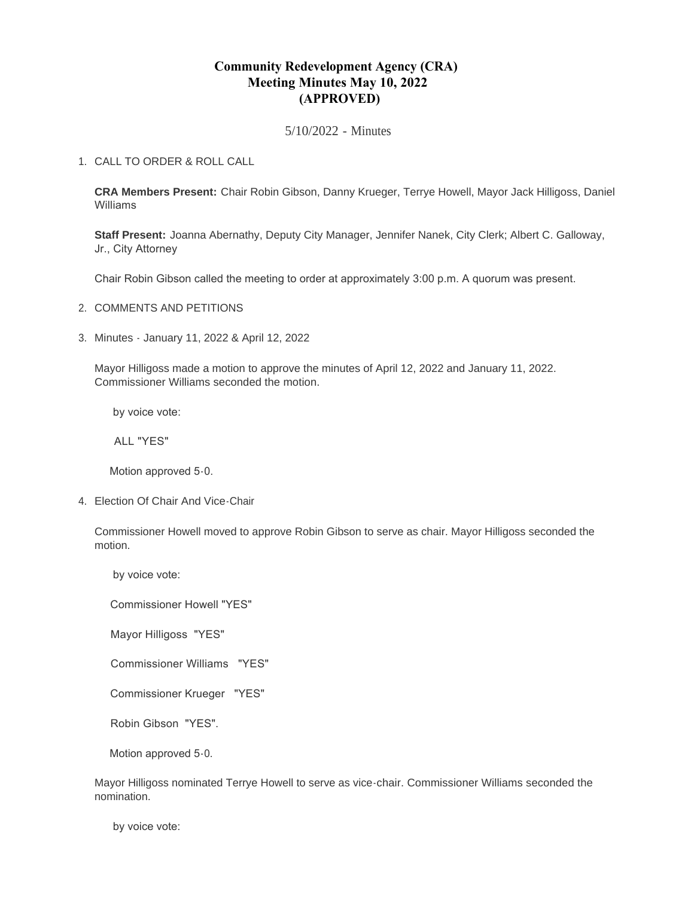# Community Redevelopment Agency (CRA)
# Meeting Minutes May 10, 2022
# (APPROVED)

5/10/2022 - Minutes

1. CALL TO ORDER & ROLL CALL

   **CRA Members Present:** Chair Robin Gibson, Danny Krueger, Terrye Howell, Mayor Jack Hilligoss, Daniel Williams

   **Staff Present:** Joanna Abernathy, Deputy City Manager, Jennifer Nanek, City Clerk; Albert C. Galloway, Jr., City Attorney

   Chair Robin Gibson called the meeting to order at approximately 3:00 p.m. A quorum was present.

2. COMMENTS AND PETITIONS

3. Minutes - January 11, 2022 & April 12, 2022

   Mayor Hilligoss made a motion to approve the minutes of April 12, 2022 and January 11, 2022. Commissioner Williams seconded the motion.

   by voice vote:

   ALL "YES"

   Motion approved 5-0.

4. Election Of Chair And Vice-Chair

   Commissioner Howell moved to approve Robin Gibson to serve as chair. Mayor Hilligoss seconded the motion.

   by voice vote:

   Commissioner Howell "YES"

   Mayor Hilligoss "YES"

   Commissioner Williams "YES"

   Commissioner Krueger "YES"

   Robin Gibson "YES".

   Motion approved 5-0.

   Mayor Hilligoss nominated Terrye Howell to serve as vice-chair. Commissioner Williams seconded the nomination.

   by voice vote: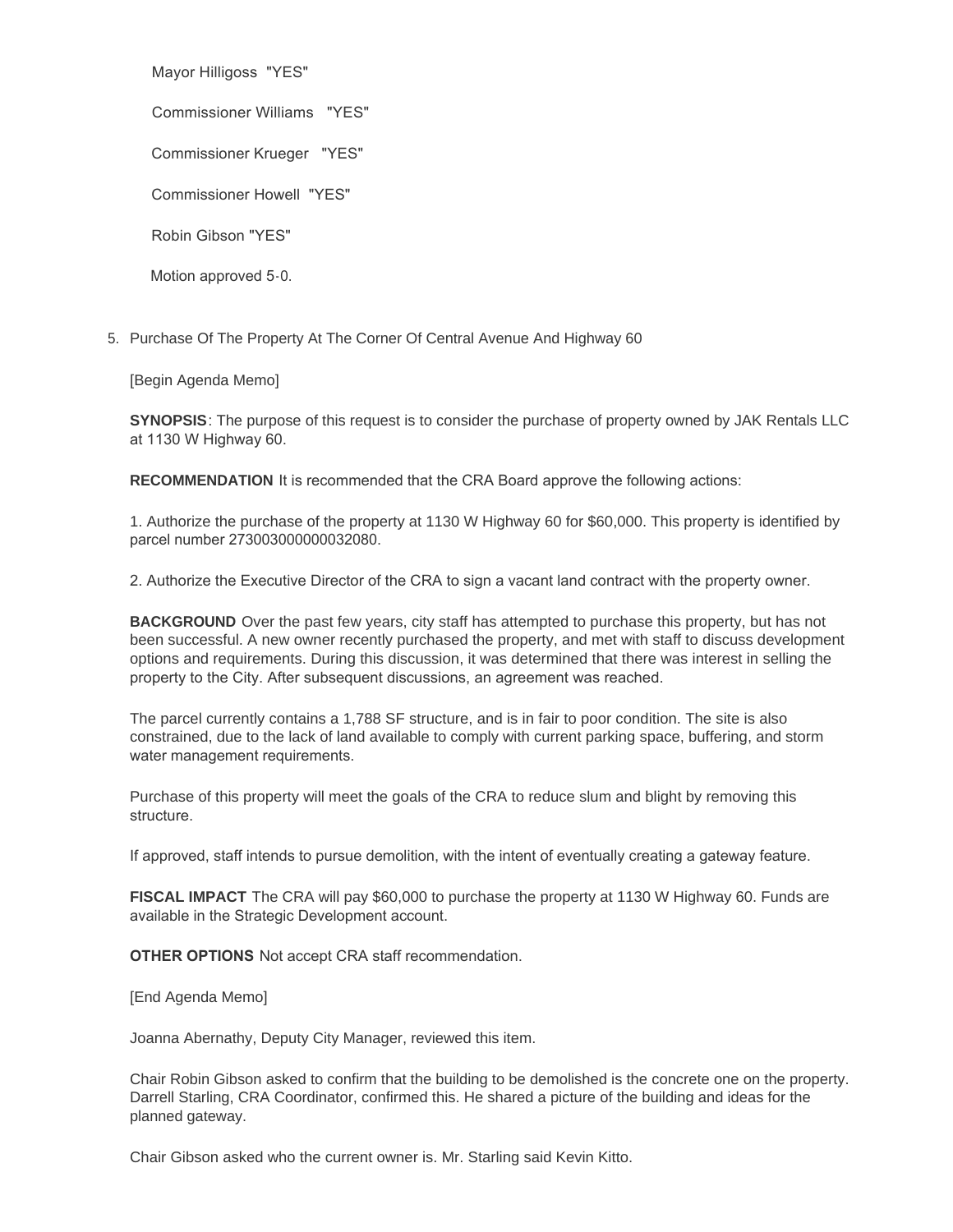Mayor Hilligoss "YES"

Commissioner Williams "YES"

Commissioner Krueger "YES"

Commissioner Howell "YES"

Robin Gibson "YES"

Motion approved 5-0.

5. Purchase Of The Property At The Corner Of Central Avenue And Highway 60

[Begin Agenda Memo]

**SYNOPSIS**: The purpose of this request is to consider the purchase of property owned by JAK Rentals LLC at 1130 W Highway 60.

**RECOMMENDATION** It is recommended that the CRA Board approve the following actions:

1. Authorize the purchase of the property at 1130 W Highway 60 for $60,000. This property is identified by parcel number 273003000000032080.

2. Authorize the Executive Director of the CRA to sign a vacant land contract with the property owner.

**BACKGROUND** Over the past few years, city staff has attempted to purchase this property, but has not been successful. A new owner recently purchased the property, and met with staff to discuss development options and requirements. During this discussion, it was determined that there was interest in selling the property to the City. After subsequent discussions, an agreement was reached.

The parcel currently contains a 1,788 SF structure, and is in fair to poor condition. The site is also constrained, due to the lack of land available to comply with current parking space, buffering, and storm water management requirements.

Purchase of this property will meet the goals of the CRA to reduce slum and blight by removing this structure.

If approved, staff intends to pursue demolition, with the intent of eventually creating a gateway feature.

**FISCAL IMPACT** The CRA will pay $60,000 to purchase the property at 1130 W Highway 60. Funds are available in the Strategic Development account.

**OTHER OPTIONS** Not accept CRA staff recommendation.

[End Agenda Memo]

Joanna Abernathy, Deputy City Manager, reviewed this item.

Chair Robin Gibson asked to confirm that the building to be demolished is the concrete one on the property. Darrell Starling, CRA Coordinator, confirmed this. He shared a picture of the building and ideas for the planned gateway.

Chair Gibson asked who the current owner is. Mr. Starling said Kevin Kitto.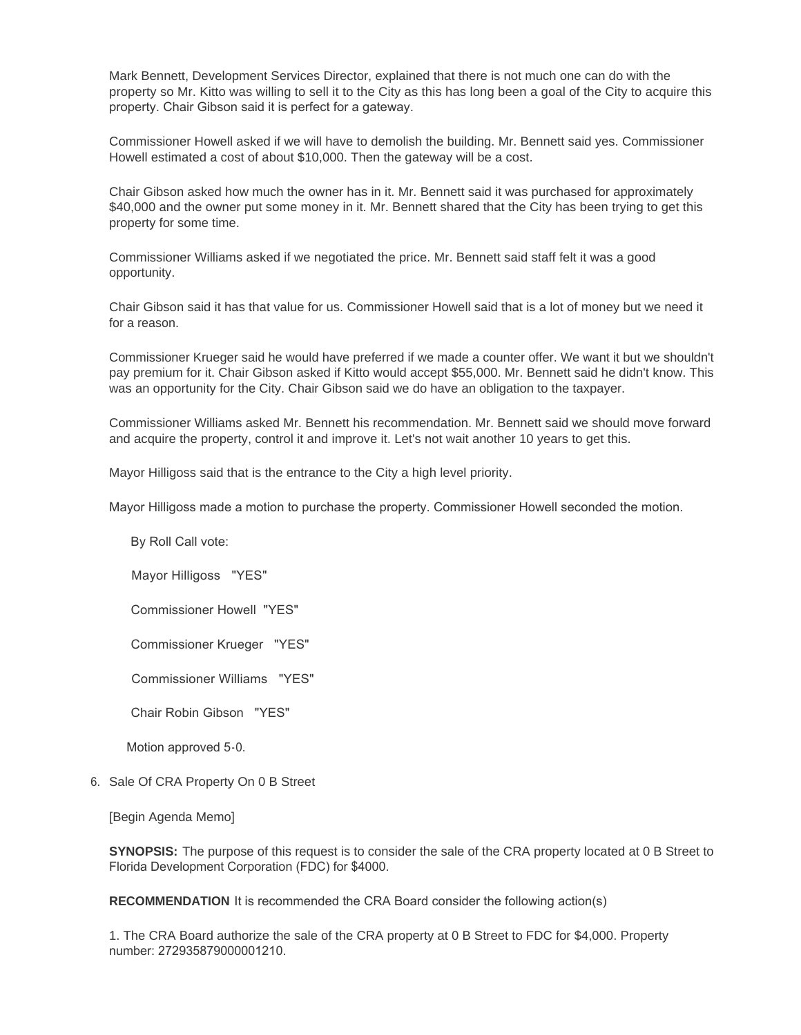Mark Bennett, Development Services Director, explained that there is not much one can do with the property so Mr. Kitto was willing to sell it to the City as this has long been a goal of the City to acquire this property. Chair Gibson said it is perfect for a gateway.

Commissioner Howell asked if we will have to demolish the building. Mr. Bennett said yes. Commissioner Howell estimated a cost of about $10,000. Then the gateway will be a cost.

Chair Gibson asked how much the owner has in it. Mr. Bennett said it was purchased for approximately $40,000 and the owner put some money in it. Mr. Bennett shared that the City has been trying to get this property for some time.

Commissioner Williams asked if we negotiated the price. Mr. Bennett said staff felt it was a good opportunity.

Chair Gibson said it has that value for us. Commissioner Howell said that is a lot of money but we need it for a reason.

Commissioner Krueger said he would have preferred if we made a counter offer. We want it but we shouldn't pay premium for it. Chair Gibson asked if Kitto would accept $55,000. Mr. Bennett said he didn't know. This was an opportunity for the City. Chair Gibson said we do have an obligation to the taxpayer.

Commissioner Williams asked Mr. Bennett his recommendation. Mr. Bennett said we should move forward and acquire the property, control it and improve it. Let's not wait another 10 years to get this.

Mayor Hilligoss said that is the entrance to the City a high level priority.

Mayor Hilligoss made a motion to purchase the property. Commissioner Howell seconded the motion.

By Roll Call vote:

Mayor Hilligoss "YES"

Commissioner Howell "YES"

Commissioner Krueger "YES"

Commissioner Williams "YES"

Chair Robin Gibson "YES"

Motion approved 5-0.

6. Sale Of CRA Property On 0 B Street

[Begin Agenda Memo]

**SYNOPSIS:** The purpose of this request is to consider the sale of the CRA property located at 0 B Street to Florida Development Corporation (FDC) for $4000.

**RECOMMENDATION** It is recommended the CRA Board consider the following action(s)

1. The CRA Board authorize the sale of the CRA property at 0 B Street to FDC for $4,000. Property number: 272935879000001210.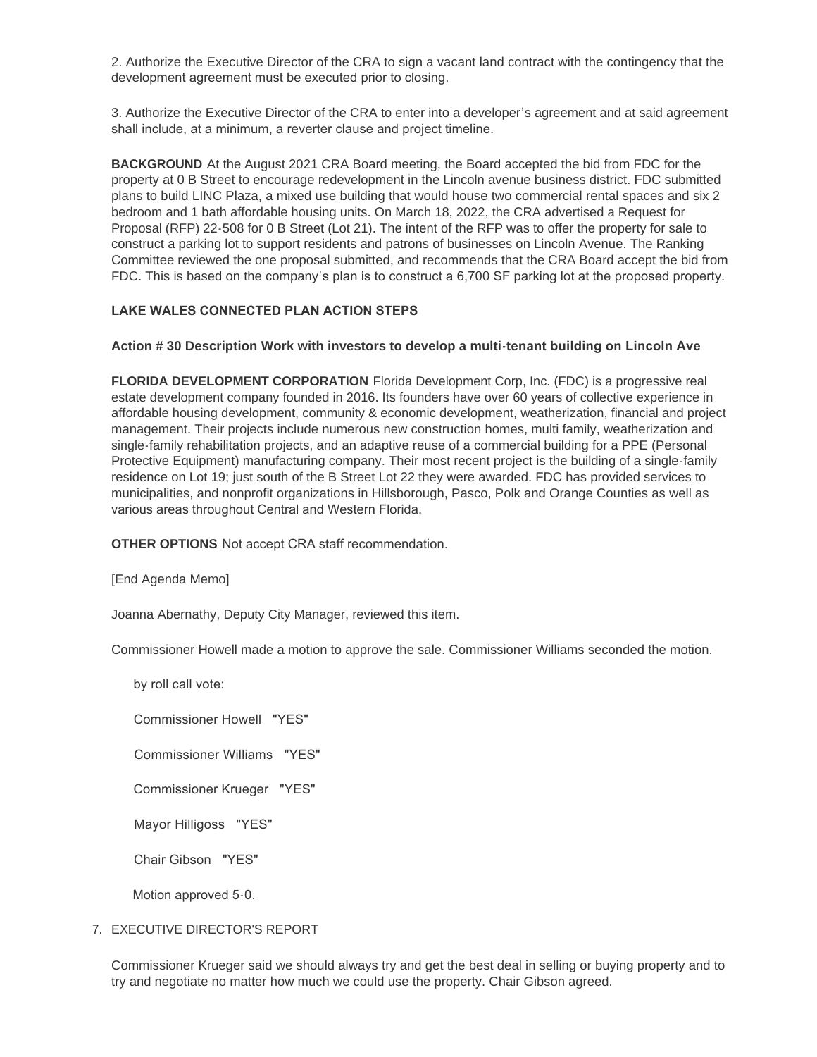2. Authorize the Executive Director of the CRA to sign a vacant land contract with the contingency that the development agreement must be executed prior to closing.

3. Authorize the Executive Director of the CRA to enter into a developer's agreement and at said agreement shall include, at a minimum, a reverter clause and project timeline.

**BACKGROUND** At the August 2021 CRA Board meeting, the Board accepted the bid from FDC for the property at 0 B Street to encourage redevelopment in the Lincoln avenue business district. FDC submitted plans to build LINC Plaza, a mixed use building that would house two commercial rental spaces and six 2 bedroom and 1 bath affordable housing units. On March 18, 2022, the CRA advertised a Request for Proposal (RFP) 22-508 for 0 B Street (Lot 21). The intent of the RFP was to offer the property for sale to construct a parking lot to support residents and patrons of businesses on Lincoln Avenue. The Ranking Committee reviewed the one proposal submitted, and recommends that the CRA Board accept the bid from FDC. This is based on the company's plan is to construct a 6,700 SF parking lot at the proposed property.

**LAKE WALES CONNECTED PLAN ACTION STEPS**

**Action # 30 Description Work with investors to develop a multi-tenant building on Lincoln Ave**

**FLORIDA DEVELOPMENT CORPORATION** Florida Development Corp, Inc. (FDC) is a progressive real estate development company founded in 2016. Its founders have over 60 years of collective experience in affordable housing development, community & economic development, weatherization, financial and project management. Their projects include numerous new construction homes, multi family, weatherization and single-family rehabilitation projects, and an adaptive reuse of a commercial building for a PPE (Personal Protective Equipment) manufacturing company. Their most recent project is the building of a single-family residence on Lot 19; just south of the B Street Lot 22 they were awarded. FDC has provided services to municipalities, and nonprofit organizations in Hillsborough, Pasco, Polk and Orange Counties as well as various areas throughout Central and Western Florida.

**OTHER OPTIONS** Not accept CRA staff recommendation.

[End Agenda Memo]

Joanna Abernathy, Deputy City Manager, reviewed this item.

Commissioner Howell made a motion to approve the sale. Commissioner Williams seconded the motion.

by roll call vote:

Commissioner Howell "YES"

Commissioner Williams "YES"

Commissioner Krueger "YES"

Mayor Hilligoss "YES"

Chair Gibson "YES"

Motion approved 5-0.

7. EXECUTIVE DIRECTOR'S REPORT

Commissioner Krueger said we should always try and get the best deal in selling or buying property and to try and negotiate no matter how much we could use the property. Chair Gibson agreed.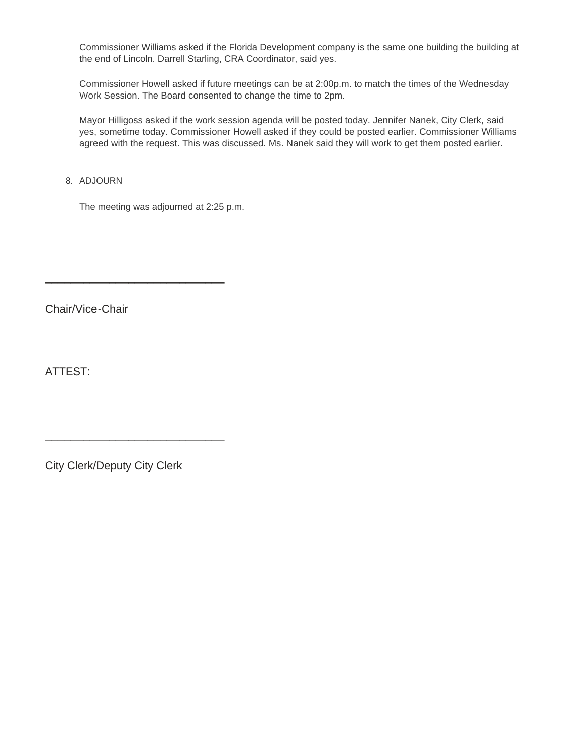Commissioner Williams asked if the Florida Development company is the same one building the building at the end of Lincoln. Darrell Starling, CRA Coordinator, said yes.

Commissioner Howell asked if future meetings can be at 2:00p.m. to match the times of the Wednesday Work Session. The Board consented to change the time to 2pm.

Mayor Hilligoss asked if the work session agenda will be posted today. Jennifer Nanek, City Clerk, said yes, sometime today. Commissioner Howell asked if they could be posted earlier. Commissioner Williams agreed with the request. This was discussed. Ms. Nanek said they will work to get them posted earlier.

8. ADJOURN

The meeting was adjourned at 2:25 p.m.

______________________________

Chair/Vice-Chair

ATTEST:

______________________________

City Clerk/Deputy City Clerk